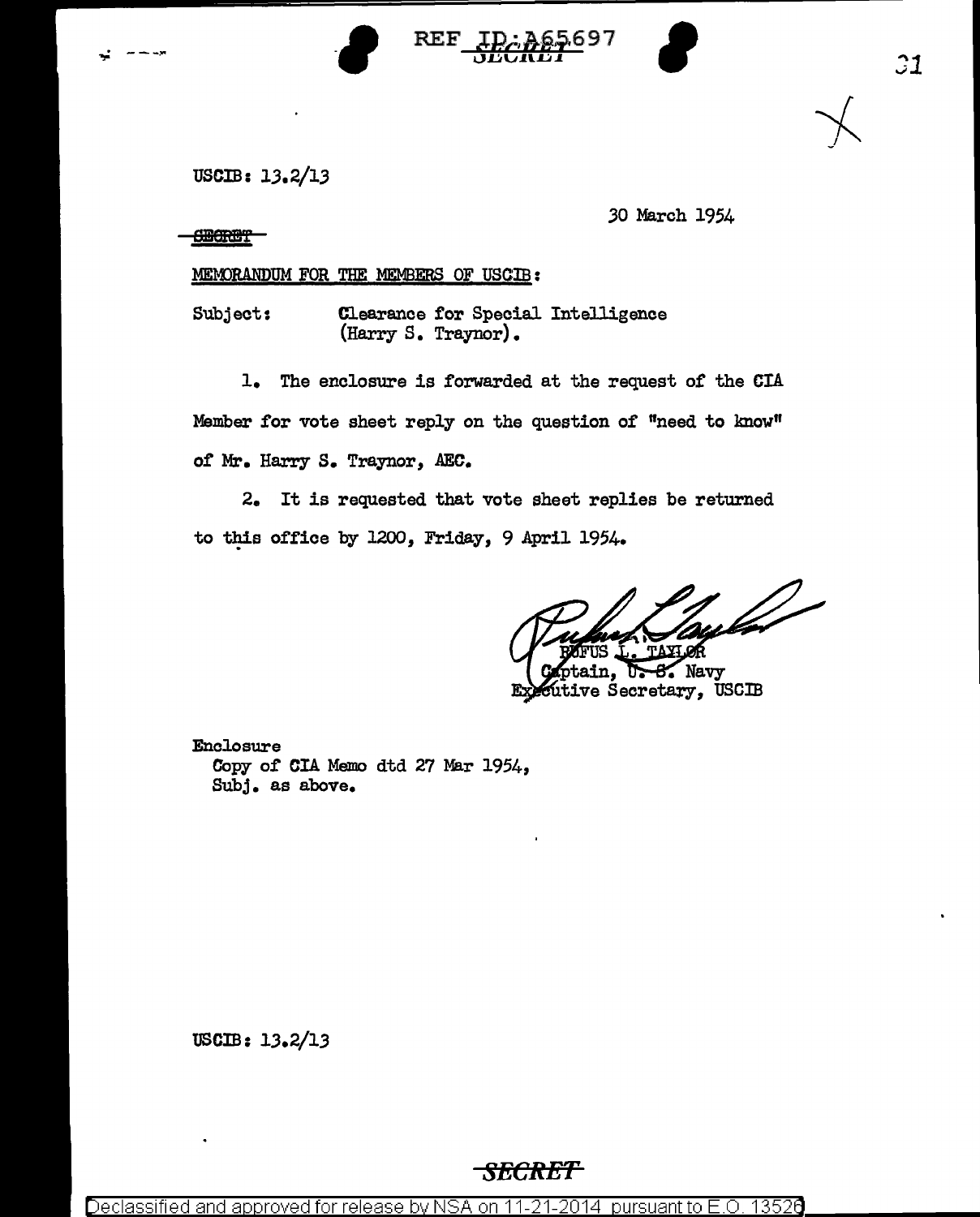REF ID:A65697

SECRET

USCIB: 13.2/13

30 March 1954

~~SECRET~~

MEMORANDUM FOR THE MEMBERS OF USCIB:

Subject: Clearance for Special Intelligence (Harry S. Traynor).

1. The enclosure is forwarded at the request of the CIA Member for vote sheet reply on the question of "need to know" of Mr. Harry S. Traynor, AEC.

2. It is requested that vote sheet replies be returned to this office by 1200, Friday, 9 April 1954.

RUFUS L. TAYLOR
Captain, U. S. Navy
Executive Secretary, USCIB

Enclosure
Copy of CIA Memo dtd 27 Mar 1954,
Subj. as above.

USCIB: 13.2/13

SECRET

Declassified and approved for release by NSA on 11-21-2014 pursuant to E.O. 13526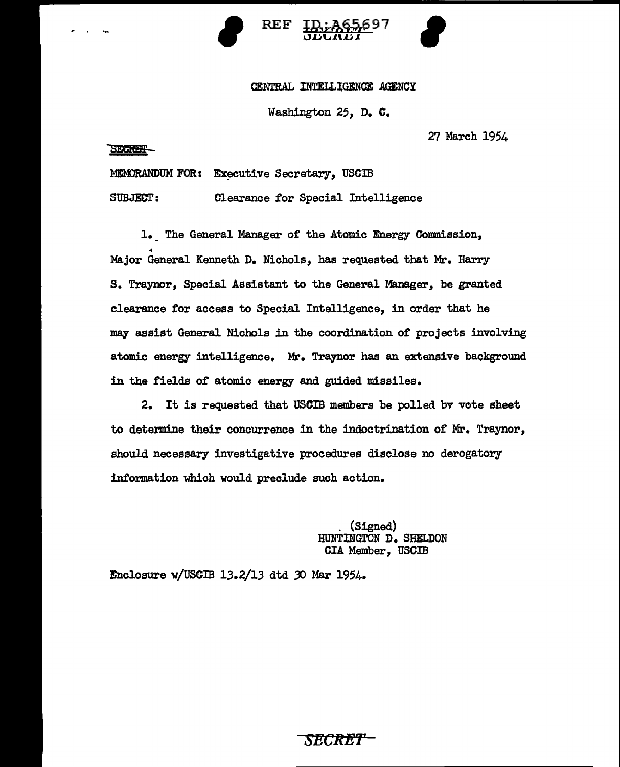REF ID:A65697

SECRET

CENTRAL INTELLIGENCE AGENCY

Washington 25, D. C.

27 March 1954

SECRET

MEMORANDUM FOR: Executive Secretary, USCIB

SUBJECT: Clearance for Special Intelligence

1. The General Manager of the Atomic Energy Commission, Major General Kenneth D. Nichols, has requested that Mr. Harry S. Traynor, Special Assistant to the General Manager, be granted clearance for access to Special Intelligence, in order that he may assist General Nichols in the coordination of projects involving atomic energy intelligence. Mr. Traynor has an extensive background in the fields of atomic energy and guided missiles.

2. It is requested that USCIB members be polled bv vote sheet to determine their concurrence in the indoctrination of Mr. Traynor, should necessary investigative procedures disclose no derogatory information which would preclude such action.

(Signed)
HUNTINGTON D. SHELDON
CIA Member, USCIB

Enclosure w/USCIB 13.2/13 dtd 30 Mar 1954.

SECRET